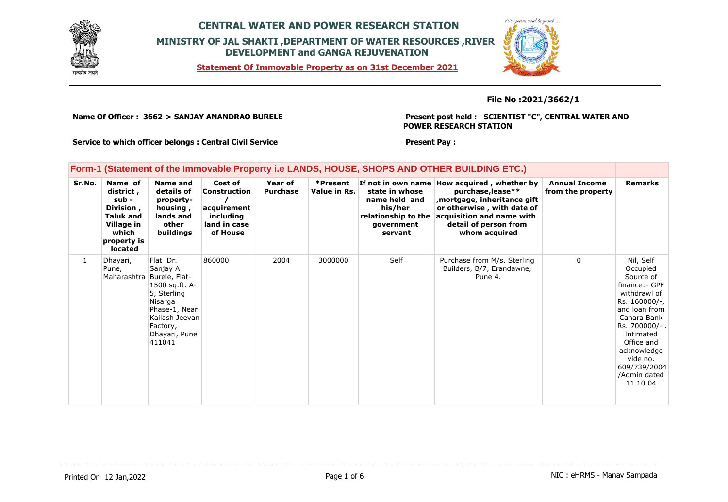# CENTRAL WATER AND POWER RESEARCH STATION

## MINISTRY OF JAL SHAKTI ,DEPARTMENT OF WATER RESOURCES ,RIVER DEVELOPMENT and GANGA REJUVENATION

**Statement Of Immovable Property as on 31st December 2021**

**File No :2021/3662/1**

**Name Of Officer : 3662-> SANJAY ANANDRAO BURELE**

**Present post held : SCIENTIST "C", CENTRAL WATER AND POWER RESEARCH STATION**

**Service to which officer belongs : Central Civil Service**

**Present Pay :**

### Form-1 (Statement of the Immovable Property i.e LANDS, HOUSE, SHOPS AND OTHER BUILDING ETC.)

| Sr.No. | Name of district , sub - Division , Taluk and Village in which property is located | Name and details of property-housing , lands and other buildings | Cost of Construction / acquirement including land in case of House | Year of Purchase | *Present Value in Rs. | If not in own name state in whose name held and his/her relationship to the government servant | How acquired , whether by purchase,lease** ,mortgage, inheritance gift or otherwise , with date of acquisition and name with detail of person from whom acquired | Annual Income from the property | Remarks |
|---|---|---|---|---|---|---|---|---|---|
| 1 | Dhayari, Pune, Maharashtra | Flat Dr. Sanjay A Burele, Flat-1500 sq.ft. A-5, Sterling Nisarga Phase-1, Near Kailash Jeevan Factory, Dhayari, Pune 411041 | 860000 | 2004 | 3000000 | Self | Purchase from M/s. Sterling Builders, B/7, Erandawne, Pune 4. | 0 | Nil, Self Occupied Source of finance:- GPF withdrawl of Rs. 160000/-, and loan from Canara Bank Rs. 700000/- . Intimated Office and acknowledge vide no. 609/739/2004 /Admin dated 11.10.04. |

Printed On 12 Jan,2022

NIC : eHRMS - Manav Sampada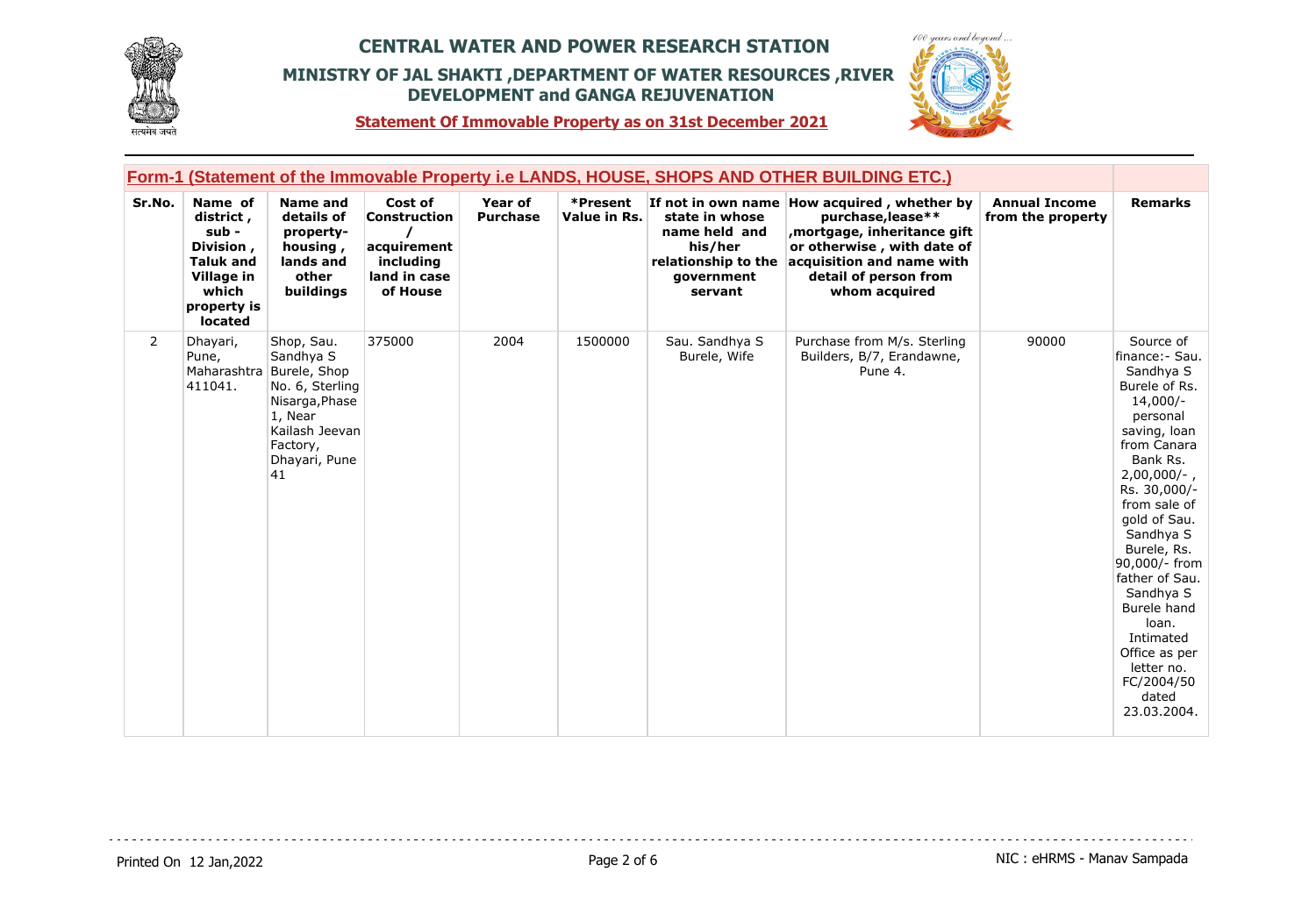# CENTRAL WATER AND POWER RESEARCH STATION

## MINISTRY OF JAL SHAKTI ,DEPARTMENT OF WATER RESOURCES ,RIVER DEVELOPMENT and GANGA REJUVENATION

**Statement Of Immovable Property as on 31st December 2021**

### Form-1 (Statement of the Immovable Property i.e LANDS, HOUSE, SHOPS AND OTHER BUILDING ETC.)

| Sr.No. | Name of district , sub - Division , Taluk and Village in which property is located | Name and details of property- housing , lands and other buildings | Cost of Construction / acquirement including land in case of House | Year of Purchase | *Present Value in Rs. | If not in own name state in whose name held and his/her relationship to the government servant | How acquired , whether by purchase,lease** ,mortgage, inheritance gift or otherwise , with date of acquisition and name with detail of person from whom acquired | Annual Income from the property | Remarks |
|---|---|---|---|---|---|---|---|---|---|
| 2 | Dhayari, Pune, Maharashtra 411041. | Shop, Sau. Sandhya S Burele, Shop No. 6, Sterling Nisarga,Phase 1, Near Kailash Jeevan Factory, Dhayari, Pune 41 | 375000 | 2004 | 1500000 | Sau. Sandhya S Burele, Wife | Purchase from M/s. Sterling Builders, B/7, Erandawne, Pune 4. | 90000 | Source of finance:- Sau. Sandhya S Burele of Rs. 14,000/- personal saving, loan from Canara Bank Rs. 2,00,000/- , Rs. 30,000/- from sale of gold of Sau. Sandhya S Burele, Rs. 90,000/- from father of Sau. Sandhya S Burele hand loan. Intimated Office as per letter no. FC/2004/50 dated 23.03.2004. |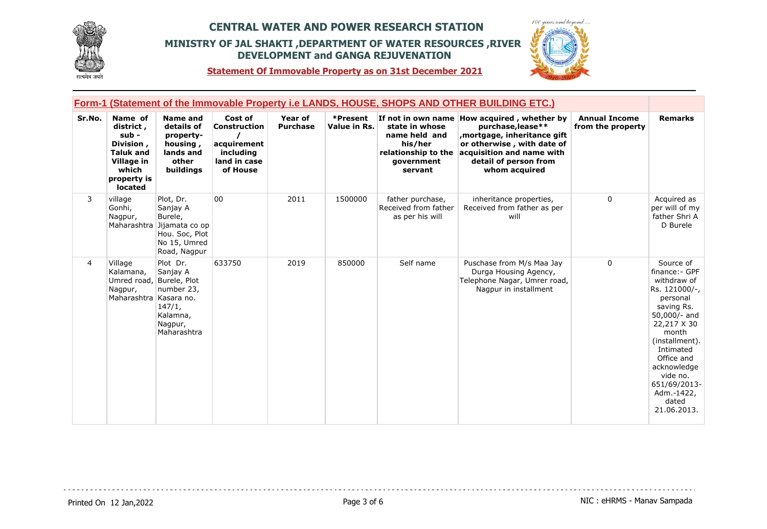# CENTRAL WATER AND POWER RESEARCH STATION

## MINISTRY OF JAL SHAKTI ,DEPARTMENT OF WATER RESOURCES ,RIVER DEVELOPMENT and GANGA REJUVENATION

**Statement Of Immovable Property as on 31st December 2021**

### Form-1 (Statement of the Immovable Property i.e LANDS, HOUSE, SHOPS AND OTHER BUILDING ETC.)

| Sr.No. | Name of district , sub - Division , Taluk and Village in which property is located | Name and details of property- housing , lands and other buildings | Cost of Construction / acquirement including land in case of House | Year of Purchase | *Present Value in Rs. | If not in own name state in whose name held and his/her relationship to the government servant | How acquired , whether by purchase,lease** ,mortgage, inheritance gift or otherwise , with date of acquisition and name with detail of person from whom acquired | Annual Income from the property | Remarks |
|---|---|---|---|---|---|---|---|---|---|
| 3 | village Gonhi, Nagpur, Maharashtra | Plot, Dr. Sanjay A Burele, Jijamata co op Hou. Soc, Plot No 15, Umred Road, Nagpur | 00 | 2011 | 1500000 | father purchase, Received from father as per his will | inheritance properties, Received from father as per will | 0 | Acquired as per will of my father Shri A D Burele |
| 4 | Village Kalamana, Umred road, Nagpur, Maharashtra | Plot Dr. Sanjay A Burele, Plot number 23, Kasara no. 147/1, Kalamna, Nagpur, Maharashtra | 633750 | 2019 | 850000 | Self name | Puschase from M/s Maa Jay Durga Housing Agency, Telephone Nagar, Umrer road, Nagpur in installment | 0 | Source of finance:- GPF withdraw of Rs. 121000/-, personal saving Rs. 50,000/- and 22,217 X 30 month (installment). Intimated Office and acknowledge vide no. 651/69/2013-Adm.-1422, dated 21.06.2013. |

Printed On 12 Jan,2022

NIC : eHRMS - Manav Sampada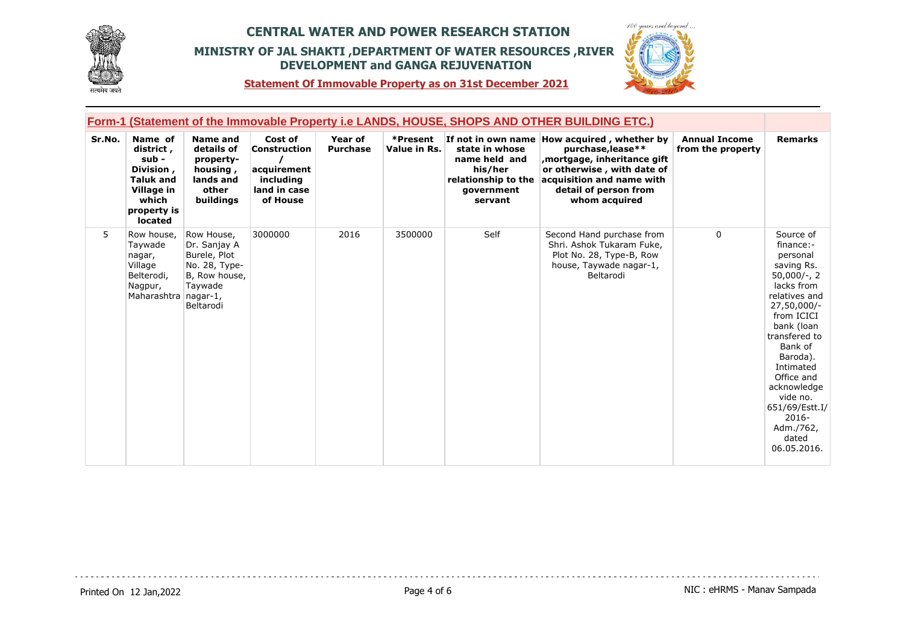# CENTRAL WATER AND POWER RESEARCH STATION

## MINISTRY OF JAL SHAKTI ,DEPARTMENT OF WATER RESOURCES ,RIVER DEVELOPMENT and GANGA REJUVENATION

**Statement Of Immovable Property as on 31st December 2021**

### Form-1 (Statement of the Immovable Property i.e LANDS, HOUSE, SHOPS AND OTHER BUILDING ETC.)

| Sr.No. | Name of district , sub - Division , Taluk and Village in which property is located | Name and details of property- housing , lands and other buildings | Cost of Construction / acquirement including land in case of House | Year of Purchase | *Present Value in Rs. | If not in own name state in whose name held and his/her relationship to the government servant | How acquired , whether by purchase,lease** ,mortgage, inheritance gift or otherwise , with date of acquisition and name with detail of person from whom acquired | Annual Income from the property | Remarks |
|---|---|---|---|---|---|---|---|---|---|
| 5 | Row house, Taywade nagar, Village Belterodi, Nagpur, Maharashtra | Row House, Dr. Sanjay A Burele, Plot No. 28, Type-B, Row house, Taywade nagar-1, Beltarodi | 3000000 | 2016 | 3500000 | Self | Second Hand purchase from Shri. Ashok Tukaram Fuke, Plot No. 28, Type-B, Row house, Taywade nagar-1, Beltarodi | 0 | Source of finance:- personal saving Rs. 50,000/-, 2 lacks from relatives and 27,50,000/- from ICICI bank (loan transfered to Bank of Baroda). Intimated Office and acknowledge vide no. 651/69/Estt.I/ 2016- Adm./762, dated 06.05.2016. |

Printed On 12 Jan,2022

NIC : eHRMS - Manav Sampada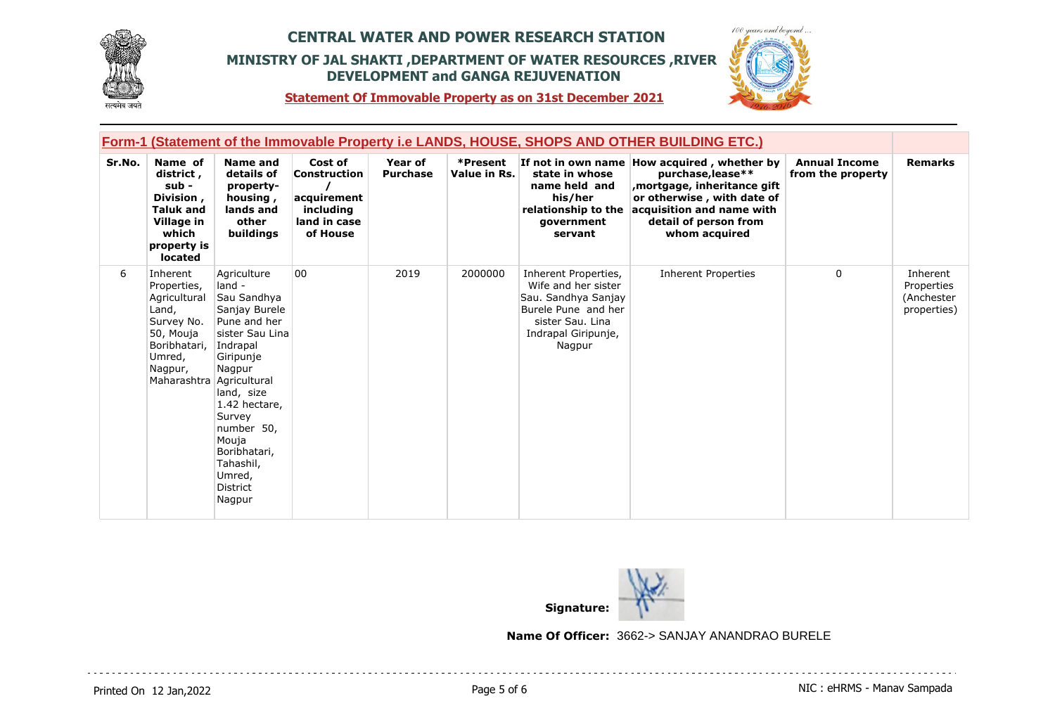# CENTRAL WATER AND POWER RESEARCH STATION

## MINISTRY OF JAL SHAKTI ,DEPARTMENT OF WATER RESOURCES ,RIVER DEVELOPMENT and GANGA REJUVENATION

**Statement Of Immovable Property as on 31st December 2021**

### Form-1 (Statement of the Immovable Property i.e LANDS, HOUSE, SHOPS AND OTHER BUILDING ETC.)

| Sr.No. | Name of district , sub - Division , Taluk and Village in which property is located | Name and details of property- housing , lands and other buildings | Cost of Construction / acquirement including land in case of House | Year of Purchase | *Present Value in Rs. | If not in own name state in whose name held and his/her relationship to the government servant | How acquired , whether by purchase,lease** ,mortgage, inheritance gift or otherwise , with date of acquisition and name with detail of person from whom acquired | Annual Income from the property | Remarks |
|---|---|---|---|---|---|---|---|---|---|
| 6 | Inherent Properties, Agricultural Land, Survey No. 50, Mouja Boribhatari, Umred, Nagpur, Maharashtra | Agriculture land - Sau Sandhya Sanjay Burele Pune and her sister Sau Lina Indrapal Giripunje Nagpur Agricultural land, size 1.42 hectare, Survey number 50, Mouja Boribhatari, Tahashil, Umred, District Nagpur | 00 | 2019 | 2000000 | Inherent Properties, Wife and her sister Sau. Sandhya Sanjay Burele Pune and her sister Sau. Lina Indrapal Giripunje, Nagpur | Inherent Properties | 0 | Inherent Properties (Anchester properties) |

**Signature:**

**Name Of Officer:** 3662-> SANJAY ANANDRAO BURELE

Printed On 12 Jan,2022

NIC : eHRMS - Manav Sampada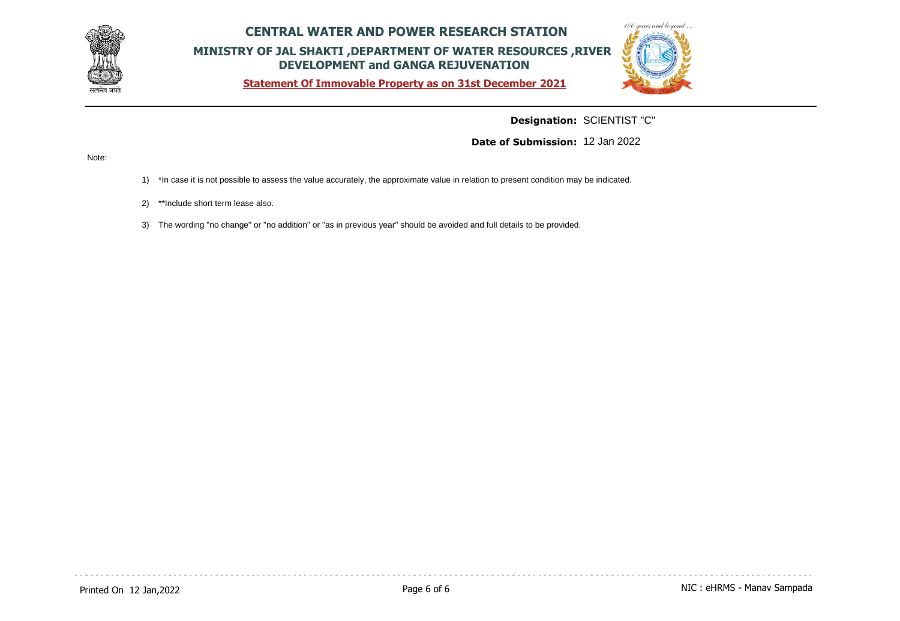# CENTRAL WATER AND POWER RESEARCH STATION

## MINISTRY OF JAL SHAKTI ,DEPARTMENT OF WATER RESOURCES ,RIVER DEVELOPMENT and GANGA REJUVENATION

**Statement Of Immovable Property as on 31st December 2021**

**Designation:** SCIENTIST "C"

**Date of Submission:** 12 Jan 2022

Note:

1) *In case it is not possible to assess the value accurately, the approximate value in relation to present condition may be indicated.
2) **Include short term lease also.
3) The wording "no change" or "no addition" or "as in previous year" should be avoided and full details to be provided.